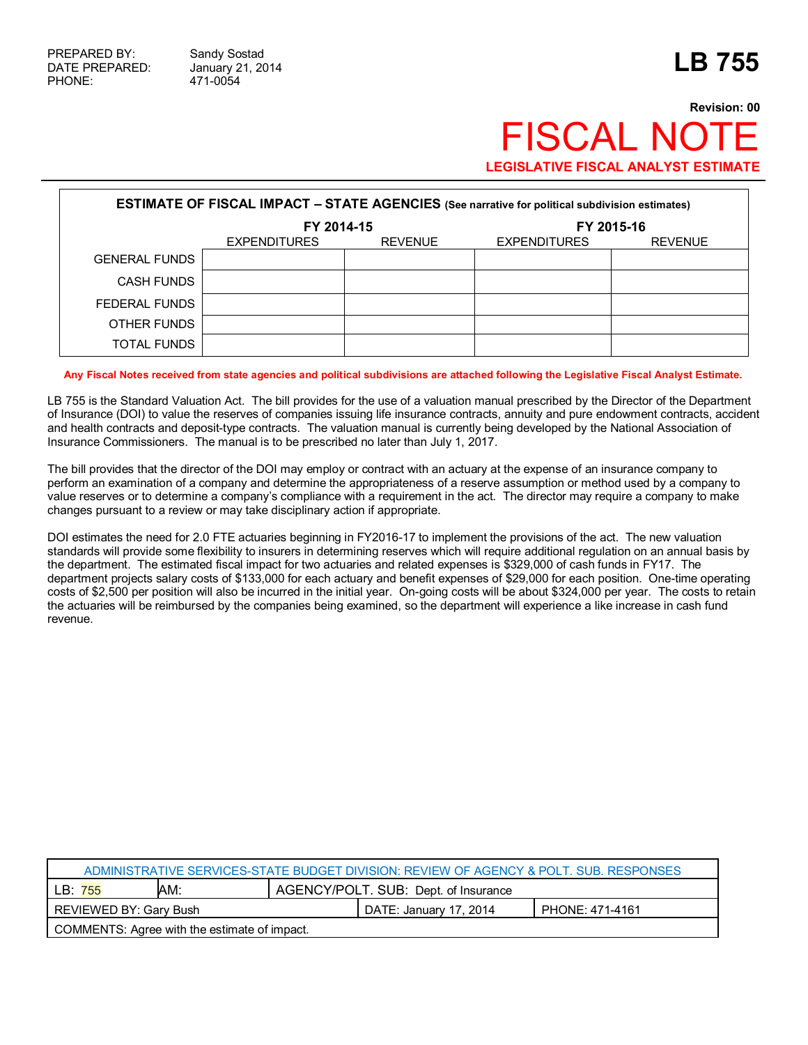PREPARED BY: Sandy Sostad
DATE PREPARED: January 21, 2014
PHONE: 471-0054

# LB 755

**Revision: 00**

# FISCAL NOTE

**LEGISLATIVE FISCAL ANALYST ESTIMATE**

| ESTIMATE OF FISCAL IMPACT – STATE AGENCIES (See narrative for political subdivision estimates) | | | | |
|---|---|---|---|---|
| | FY 2014-15 | | FY 2015-16 | |
| | EXPENDITURES | REVENUE | EXPENDITURES | REVENUE |
| GENERAL FUNDS | | | | |
| CASH FUNDS | | | | |
| FEDERAL FUNDS | | | | |
| OTHER FUNDS | | | | |
| TOTAL FUNDS | | | | |

**Any Fiscal Notes received from state agencies and political subdivisions are attached following the Legislative Fiscal Analyst Estimate.**

LB 755 is the Standard Valuation Act. The bill provides for the use of a valuation manual prescribed by the Director of the Department of Insurance (DOI) to value the reserves of companies issuing life insurance contracts, annuity and pure endowment contracts, accident and health contracts and deposit-type contracts. The valuation manual is currently being developed by the National Association of Insurance Commissioners. The manual is to be prescribed no later than July 1, 2017.

The bill provides that the director of the DOI may employ or contract with an actuary at the expense of an insurance company to perform an examination of a company and determine the appropriateness of a reserve assumption or method used by a company to value reserves or to determine a company's compliance with a requirement in the act. The director may require a company to make changes pursuant to a review or may take disciplinary action if appropriate.

DOI estimates the need for 2.0 FTE actuaries beginning in FY2016-17 to implement the provisions of the act. The new valuation standards will provide some flexibility to insurers in determining reserves which will require additional regulation on an annual basis by the department. The estimated fiscal impact for two actuaries and related expenses is $329,000 of cash funds in FY17. The department projects salary costs of $133,000 for each actuary and benefit expenses of $29,000 for each position. One-time operating costs of $2,500 per position will also be incurred in the initial year. On-going costs will be about $324,000 per year. The costs to retain the actuaries will be reimbursed by the companies being examined, so the department will experience a like increase in cash fund revenue.

| ADMINISTRATIVE SERVICES-STATE BUDGET DIVISION: REVIEW OF AGENCY & POLT. SUB. RESPONSES | | |
|---|---|---|
| LB: 755 | AM: | AGENCY/POLT. SUB: Dept. of Insurance |
| REVIEWED BY: Gary Bush | DATE: January 17, 2014 | PHONE: 471-4161 |
| COMMENTS: Agree with the estimate of impact. | | |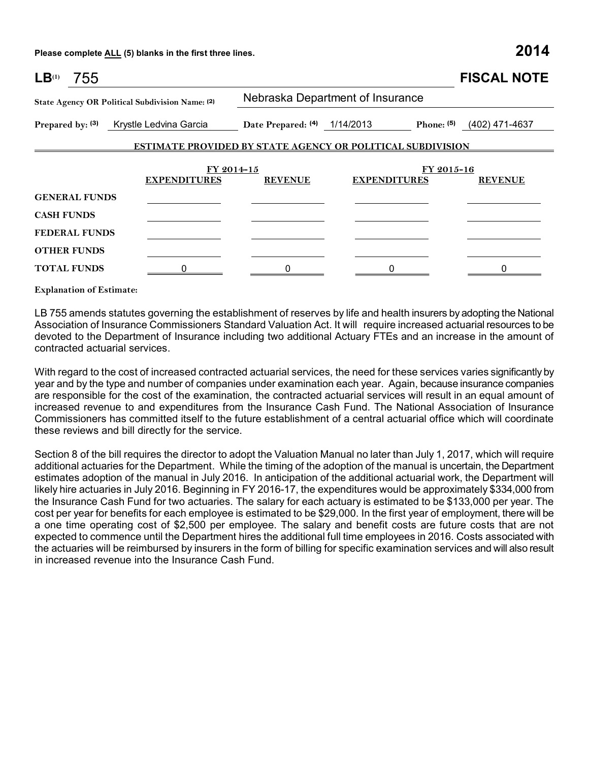**Please complete ALL (5) blanks in the first three lines.** **2014**

# LB[1] 755 FISCAL NOTE

**State Agency OR Political Subdivision Name: (2)** Nebraska Department of Insurance

**Prepared by: (3)** Krystle Ledvina Garcia **Date Prepared: (4)** 1/14/2013 **Phone: (5)** (402) 471-4637

## ESTIMATE PROVIDED BY STATE AGENCY OR POLITICAL SUBDIVISION

| | FY 2014-15 | | FY 2015-16 | |
|---|---|---|---|---|
| | EXPENDITURES | REVENUE | EXPENDITURES | REVENUE |
| GENERAL FUNDS | | | | |
| CASH FUNDS | | | | |
| FEDERAL FUNDS | | | | |
| OTHER FUNDS | | | | |
| TOTAL FUNDS | 0 | 0 | 0 | 0 |

**Explanation of Estimate:**

LB 755 amends statutes governing the establishment of reserves by life and health insurers by adopting the National Association of Insurance Commissioners Standard Valuation Act. It will require increased actuarial resources to be devoted to the Department of Insurance including two additional Actuary FTEs and an increase in the amount of contracted actuarial services.

With regard to the cost of increased contracted actuarial services, the need for these services varies significantly by year and by the type and number of companies under examination each year. Again, because insurance companies are responsible for the cost of the examination, the contracted actuarial services will result in an equal amount of increased revenue to and expenditures from the Insurance Cash Fund. The National Association of Insurance Commissioners has committed itself to the future establishment of a central actuarial office which will coordinate these reviews and bill directly for the service.

Section 8 of the bill requires the director to adopt the Valuation Manual no later than July 1, 2017, which will require additional actuaries for the Department. While the timing of the adoption of the manual is uncertain, the Department estimates adoption of the manual in July 2016. In anticipation of the additional actuarial work, the Department will likely hire actuaries in July 2016. Beginning in FY 2016-17, the expenditures would be approximately $334,000 from the Insurance Cash Fund for two actuaries. The salary for each actuary is estimated to be $133,000 per year. The cost per year for benefits for each employee is estimated to be $29,000. In the first year of employment, there will be a one time operating cost of $2,500 per employee. The salary and benefit costs are future costs that are not expected to commence until the Department hires the additional full time employees in 2016. Costs associated with the actuaries will be reimbursed by insurers in the form of billing for specific examination services and will also result in increased revenue into the Insurance Cash Fund.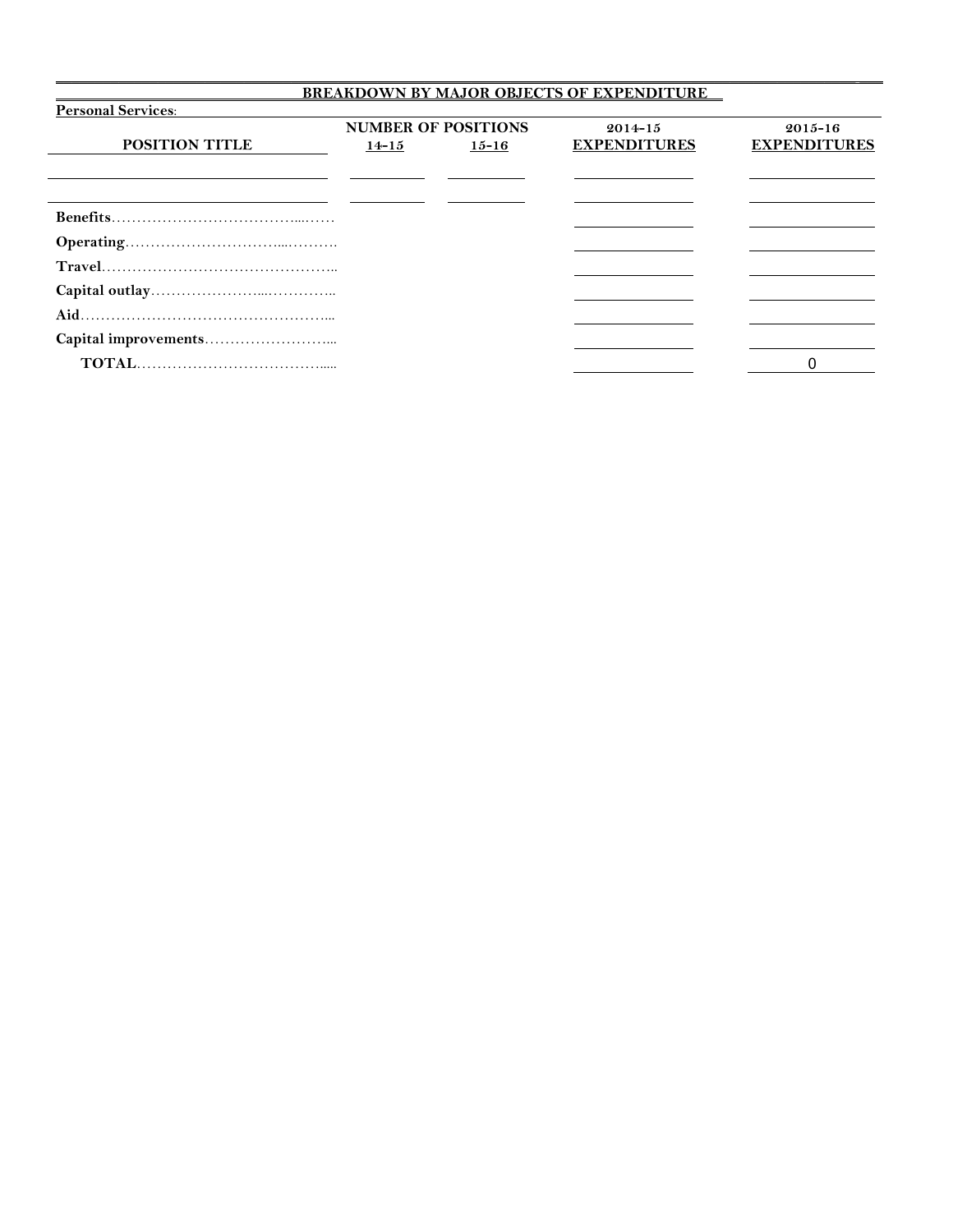## BREAKDOWN BY MAJOR OBJECTS OF EXPENDITURE

**Personal Services:**

| POSITION TITLE | NUMBER OF POSITIONS 14-15 | 15-16 | 2014-15 EXPENDITURES | 2015-16 EXPENDITURES |
|---|---|---|---|---|
| | | | | |
| | | | | |
| **Benefits**……………………………………… | | | | |
| **Operating**……………………………………… | | | | |
| **Travel**……………………………………… | | | | |
| **Capital outlay**……………………………… | | | | |
| **Aid**……………………………………………… | | | | |
| **Capital improvements**……………………… | | | | |
| **TOTAL**……………………………………… | | | | 0 |